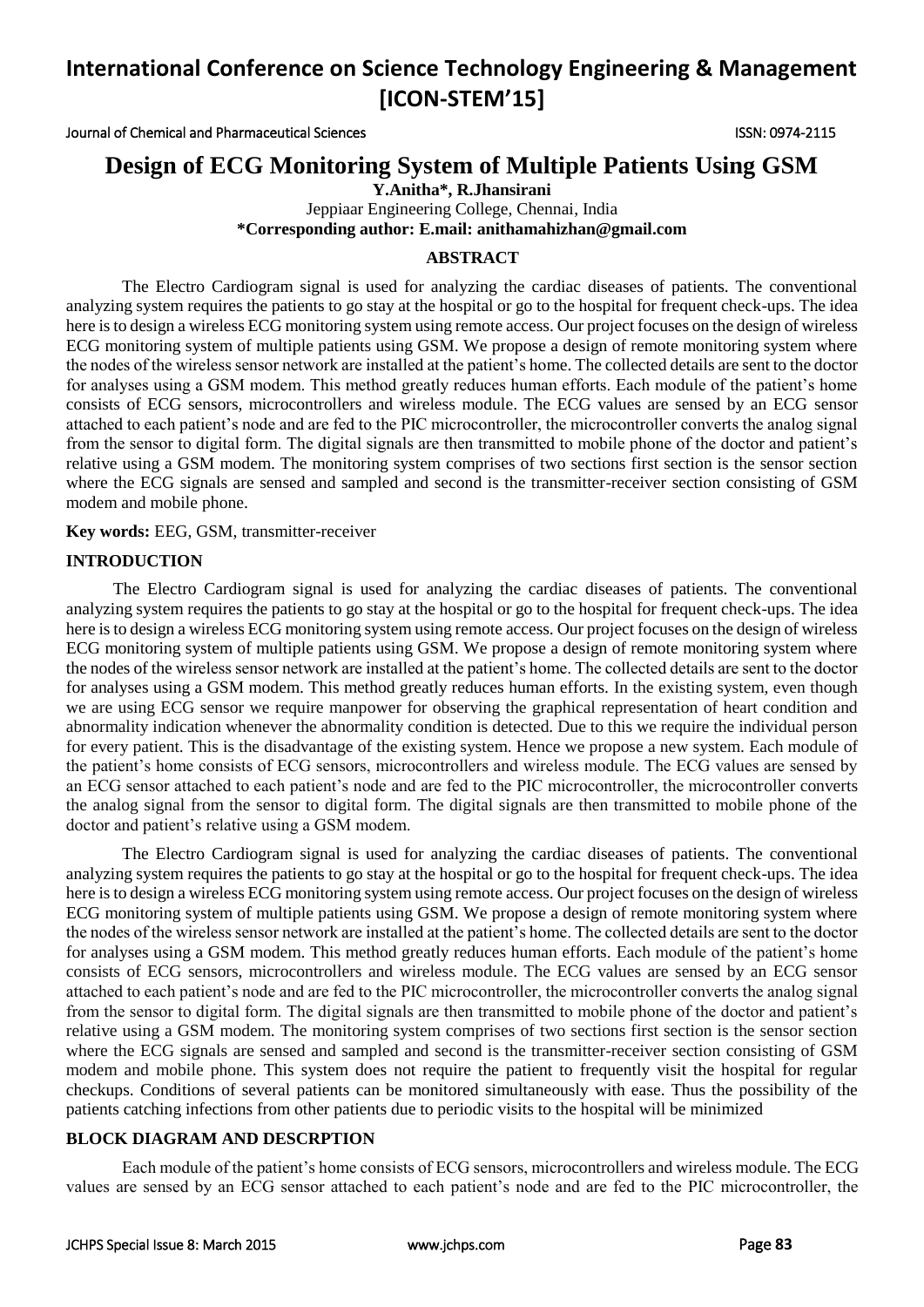# Design of ECG Monitoring System of Multiple Patients Using GSM

**Y.Anitha\*, R.Jhansirani**

Jeppiaar Engineering College, Chennai, India

**\*Corresponding author: E.mail: anithamahizhan@gmail.com**

## ABSTRACT

The Electro Cardiogram signal is used for analyzing the cardiac diseases of patients. The conventional analyzing system requires the patients to go stay at the hospital or go to the hospital for frequent check-ups. The idea here is to design a wireless ECG monitoring system using remote access. Our project focuses on the design of wireless ECG monitoring system of multiple patients using GSM. We propose a design of remote monitoring system where the nodes of the wireless sensor network are installed at the patient's home. The collected details are sent to the doctor for analyses using a GSM modem. This method greatly reduces human efforts. Each module of the patient's home consists of ECG sensors, microcontrollers and wireless module. The ECG values are sensed by an ECG sensor attached to each patient's node and are fed to the PIC microcontroller, the microcontroller converts the analog signal from the sensor to digital form. The digital signals are then transmitted to mobile phone of the doctor and patient's relative using a GSM modem. The monitoring system comprises of two sections first section is the sensor section where the ECG signals are sensed and sampled and second is the transmitter-receiver section consisting of GSM modem and mobile phone.

**Key words:** EEG, GSM, transmitter-receiver

## INTRODUCTION

The Electro Cardiogram signal is used for analyzing the cardiac diseases of patients. The conventional analyzing system requires the patients to go stay at the hospital or go to the hospital for frequent check-ups. The idea here is to design a wireless ECG monitoring system using remote access. Our project focuses on the design of wireless ECG monitoring system of multiple patients using GSM. We propose a design of remote monitoring system where the nodes of the wireless sensor network are installed at the patient's home. The collected details are sent to the doctor for analyses using a GSM modem. This method greatly reduces human efforts. In the existing system, even though we are using ECG sensor we require manpower for observing the graphical representation of heart condition and abnormality indication whenever the abnormality condition is detected. Due to this we require the individual person for every patient. This is the disadvantage of the existing system. Hence we propose a new system. Each module of the patient's home consists of ECG sensors, microcontrollers and wireless module. The ECG values are sensed by an ECG sensor attached to each patient's node and are fed to the PIC microcontroller, the microcontroller converts the analog signal from the sensor to digital form. The digital signals are then transmitted to mobile phone of the doctor and patient's relative using a GSM modem.

The Electro Cardiogram signal is used for analyzing the cardiac diseases of patients. The conventional analyzing system requires the patients to go stay at the hospital or go to the hospital for frequent check-ups. The idea here is to design a wireless ECG monitoring system using remote access. Our project focuses on the design of wireless ECG monitoring system of multiple patients using GSM. We propose a design of remote monitoring system where the nodes of the wireless sensor network are installed at the patient's home. The collected details are sent to the doctor for analyses using a GSM modem. This method greatly reduces human efforts. Each module of the patient's home consists of ECG sensors, microcontrollers and wireless module. The ECG values are sensed by an ECG sensor attached to each patient's node and are fed to the PIC microcontroller, the microcontroller converts the analog signal from the sensor to digital form. The digital signals are then transmitted to mobile phone of the doctor and patient's relative using a GSM modem. The monitoring system comprises of two sections first section is the sensor section where the ECG signals are sensed and sampled and second is the transmitter-receiver section consisting of GSM modem and mobile phone. This system does not require the patient to frequently visit the hospital for regular checkups. Conditions of several patients can be monitored simultaneously with ease. Thus the possibility of the patients catching infections from other patients due to periodic visits to the hospital will be minimized

## BLOCK DIAGRAM AND DESCRPTION

Each module of the patient's home consists of ECG sensors, microcontrollers and wireless module. The ECG values are sensed by an ECG sensor attached to each patient's node and are fed to the PIC microcontroller, the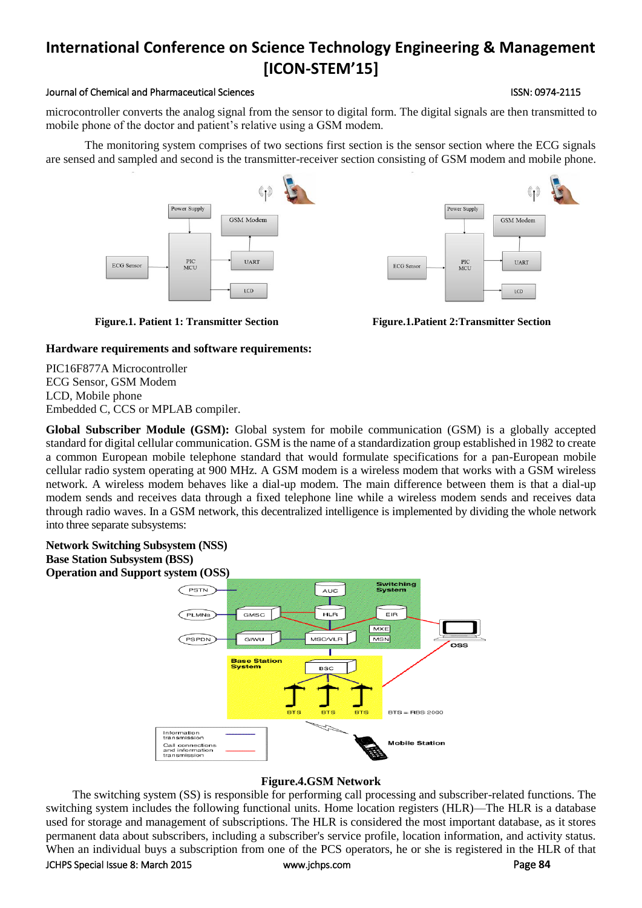microcontroller converts the analog signal from the sensor to digital form. The digital signals are then transmitted to mobile phone of the doctor and patient's relative using a GSM modem.

The monitoring system comprises of two sections first section is the sensor section where the ECG signals are sensed and sampled and second is the transmitter-receiver section consisting of GSM modem and mobile phone.

**Figure.1. Patient 1: Transmitter Section**

**Figure.1.Patient 2:Transmitter Section**

**Hardware requirements and software requirements:**

PIC16F877A Microcontroller
ECG Sensor, GSM Modem
LCD, Mobile phone
Embedded C, CCS or MPLAB compiler.

**Global Subscriber Module (GSM):** Global system for mobile communication (GSM) is a globally accepted standard for digital cellular communication. GSM is the name of a standardization group established in 1982 to create a common European mobile telephone standard that would formulate specifications for a pan-European mobile cellular radio system operating at 900 MHz. A GSM modem is a wireless modem that works with a GSM wireless network. A wireless modem behaves like a dial-up modem. The main difference between them is that a dial-up modem sends and receives data through a fixed telephone line while a wireless modem sends and receives data through radio waves. In a GSM network, this decentralized intelligence is implemented by dividing the whole network into three separate subsystems:

**Network Switching Subsystem (NSS)**
**Base Station Subsystem (BSS)**
**Operation and Support system (OSS)**

**Figure.4.GSM Network**

The switching system (SS) is responsible for performing call processing and subscriber-related functions. The switching system includes the following functional units. Home location registers (HLR)—The HLR is a database used for storage and management of subscriptions. The HLR is considered the most important database, as it stores permanent data about subscribers, including a subscriber's service profile, location information, and activity status. When an individual buys a subscription from one of the PCS operators, he or she is registered in the HLR of that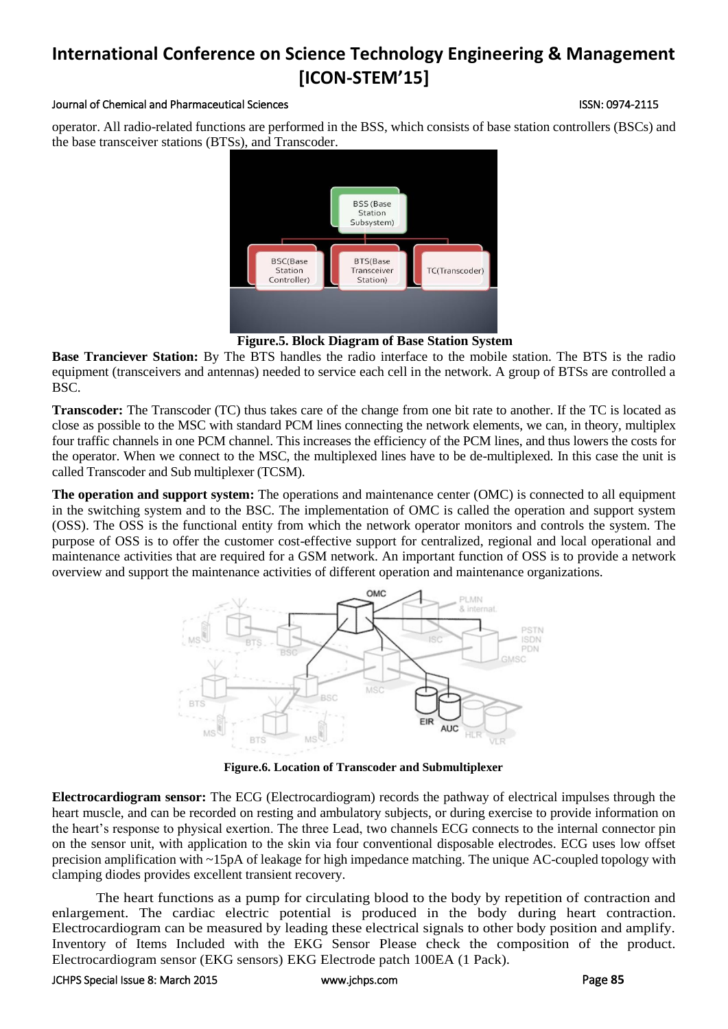operator. All radio-related functions are performed in the BSS, which consists of base station controllers (BSCs) and the base transceiver stations (BTSs), and Transcoder.

**Figure.5. Block Diagram of Base Station System**

**Base Tranciever Station:** By The BTS handles the radio interface to the mobile station. The BTS is the radio equipment (transceivers and antennas) needed to service each cell in the network. A group of BTSs are controlled a BSC.

**Transcoder:** The Transcoder (TC) thus takes care of the change from one bit rate to another. If the TC is located as close as possible to the MSC with standard PCM lines connecting the network elements, we can, in theory, multiplex four traffic channels in one PCM channel. This increases the efficiency of the PCM lines, and thus lowers the costs for the operator. When we connect to the MSC, the multiplexed lines have to be de-multiplexed. In this case the unit is called Transcoder and Sub multiplexer (TCSM).

**The operation and support system:** The operations and maintenance center (OMC) is connected to all equipment in the switching system and to the BSC. The implementation of OMC is called the operation and support system (OSS). The OSS is the functional entity from which the network operator monitors and controls the system. The purpose of OSS is to offer the customer cost-effective support for centralized, regional and local operational and maintenance activities that are required for a GSM network. An important function of OSS is to provide a network overview and support the maintenance activities of different operation and maintenance organizations.

**Figure.6. Location of Transcoder and Submultiplexer**

**Electrocardiogram sensor:** The ECG (Electrocardiogram) records the pathway of electrical impulses through the heart muscle, and can be recorded on resting and ambulatory subjects, or during exercise to provide information on the heart's response to physical exertion. The three Lead, two channels ECG connects to the internal connector pin on the sensor unit, with application to the skin via four conventional disposable electrodes. ECG uses low offset precision amplification with ~15pA of leakage for high impedance matching. The unique AC-coupled topology with clamping diodes provides excellent transient recovery.

The heart functions as a pump for circulating blood to the body by repetition of contraction and enlargement. The cardiac electric potential is produced in the body during heart contraction. Electrocardiogram can be measured by leading these electrical signals to other body position and amplify. Inventory of Items Included with the EKG Sensor Please check the composition of the product. Electrocardiogram sensor (EKG sensors) EKG Electrode patch 100EA (1 Pack).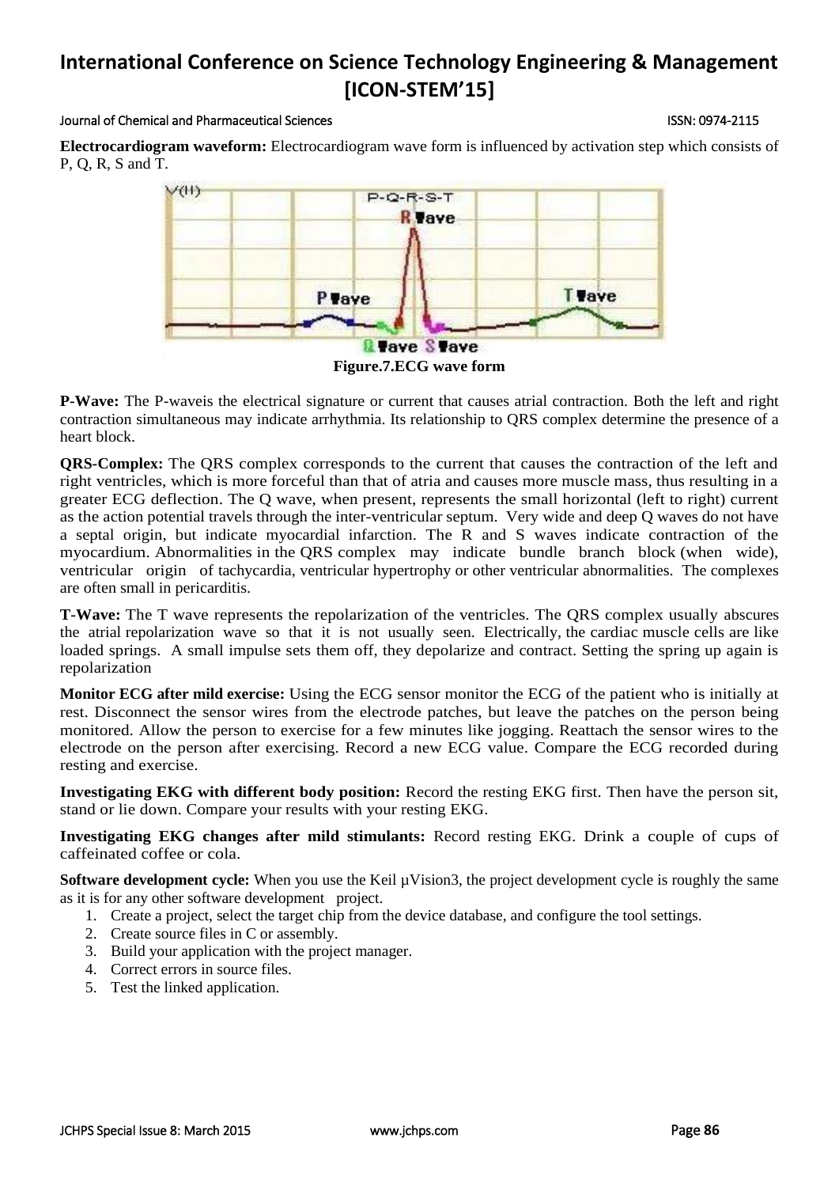**Electrocardiogram waveform:** Electrocardiogram wave form is influenced by activation step which consists of P, Q, R, S and T.

**Figure.7.ECG wave form**

**P-Wave:** The P-waveis the electrical signature or current that causes atrial contraction. Both the left and right contraction simultaneous may indicate arrhythmia. Its relationship to QRS complex determine the presence of a heart block.

**QRS-Complex:** The QRS complex corresponds to the current that causes the contraction of the left and right ventricles, which is more forceful than that of atria and causes more muscle mass, thus resulting in a greater ECG deflection. The Q wave, when present, represents the small horizontal (left to right) current as the action potential travels through the inter-ventricular septum. Very wide and deep Q waves do not have a septal origin, but indicate myocardial infarction. The R and S waves indicate contraction of the myocardium. Abnormalities in the QRS complex may indicate bundle branch block (when wide), ventricular origin of tachycardia, ventricular hypertrophy or other ventricular abnormalities. The complexes are often small in pericarditis.

**T-Wave:** The T wave represents the repolarization of the ventricles. The QRS complex usually abscures the atrial repolarization wave so that it is not usually seen. Electrically, the cardiac muscle cells are like loaded springs. A small impulse sets them off, they depolarize and contract. Setting the spring up again is repolarization

**Monitor ECG after mild exercise:** Using the ECG sensor monitor the ECG of the patient who is initially at rest. Disconnect the sensor wires from the electrode patches, but leave the patches on the person being monitored. Allow the person to exercise for a few minutes like jogging. Reattach the sensor wires to the electrode on the person after exercising. Record a new ECG value. Compare the ECG recorded during resting and exercise.

**Investigating EKG with different body position:** Record the resting EKG first. Then have the person sit, stand or lie down. Compare your results with your resting EKG.

**Investigating EKG changes after mild stimulants:** Record resting EKG. Drink a couple of cups of caffeinated coffee or cola.

**Software development cycle:** When you use the Keil µVision3, the project development cycle is roughly the same as it is for any other software development project.

1. Create a project, select the target chip from the device database, and configure the tool settings.
2. Create source files in C or assembly.
3. Build your application with the project manager.
4. Correct errors in source files.
5. Test the linked application.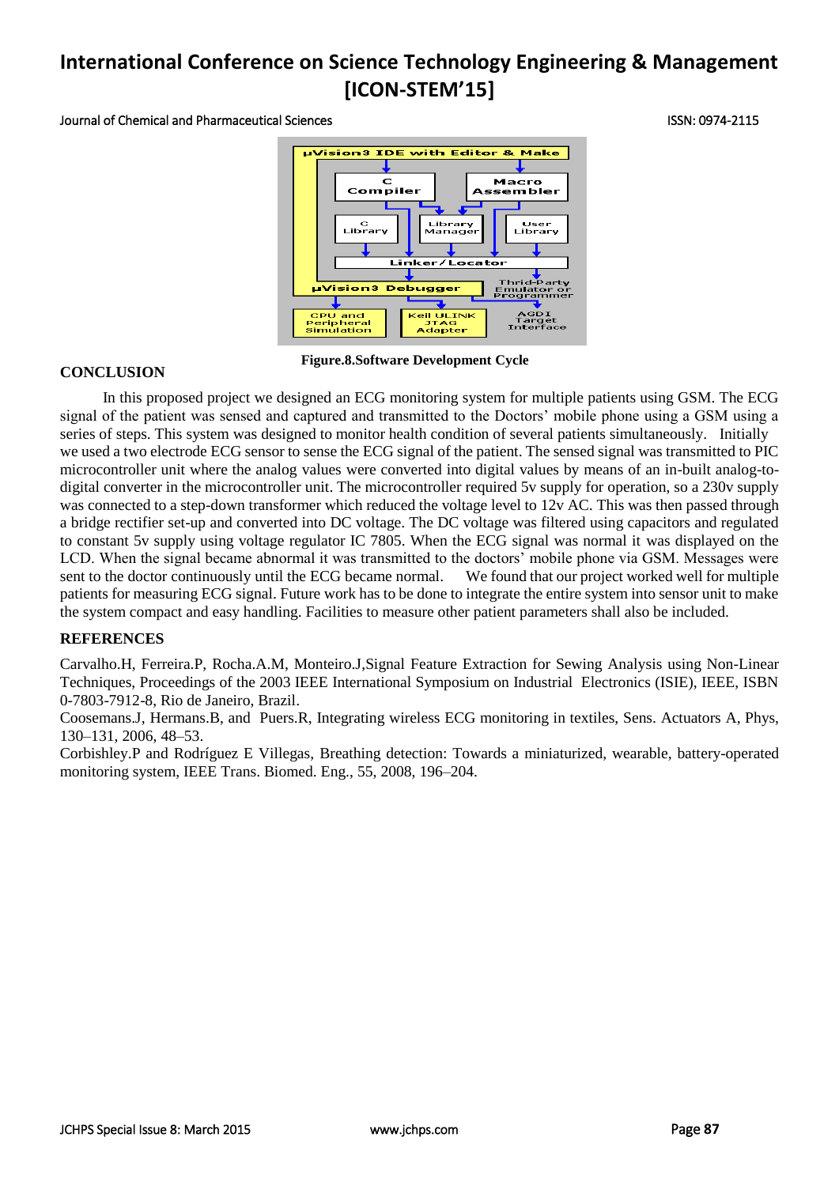Figure.8.Software Development Cycle

**CONCLUSION**

In this proposed project we designed an ECG monitoring system for multiple patients using GSM. The ECG signal of the patient was sensed and captured and transmitted to the Doctors' mobile phone using a GSM using a series of steps. This system was designed to monitor health condition of several patients simultaneously. Initially we used a two electrode ECG sensor to sense the ECG signal of the patient. The sensed signal was transmitted to PIC microcontroller unit where the analog values were converted into digital values by means of an in-built analog-to-digital converter in the microcontroller unit. The microcontroller required 5v supply for operation, so a 230v supply was connected to a step-down transformer which reduced the voltage level to 12v AC. This was then passed through a bridge rectifier set-up and converted into DC voltage. The DC voltage was filtered using capacitors and regulated to constant 5v supply using voltage regulator IC 7805. When the ECG signal was normal it was displayed on the LCD. When the signal became abnormal it was transmitted to the doctors' mobile phone via GSM. Messages were sent to the doctor continuously until the ECG became normal. We found that our project worked well for multiple patients for measuring ECG signal. Future work has to be done to integrate the entire system into sensor unit to make the system compact and easy handling. Facilities to measure other patient parameters shall also be included.

**REFERENCES**

Carvalho.H, Ferreira.P, Rocha.A.M, Monteiro.J,Signal Feature Extraction for Sewing Analysis using Non-Linear Techniques, Proceedings of the 2003 IEEE International Symposium on Industrial Electronics (ISIE), IEEE, ISBN 0-7803-7912-8, Rio de Janeiro, Brazil.

Coosemans.J, Hermans.B, and Puers.R, Integrating wireless ECG monitoring in textiles, Sens. Actuators A, Phys, 130–131, 2006, 48–53.

Corbishley.P and Rodríguez E Villegas, Breathing detection: Towards a miniaturized, wearable, battery-operated monitoring system, IEEE Trans. Biomed. Eng., 55, 2008, 196–204.